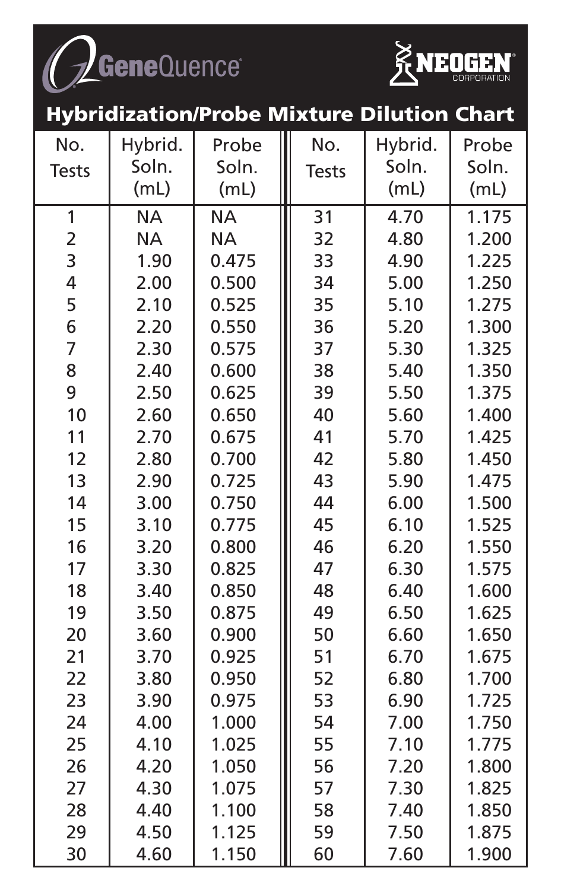GeneQuence® NEOGEN® CORPORATION

# Hybridization/Probe Mixture Dilution Chart

| No. Tests | Hybrid. Soln. (mL) | Probe Soln. (mL) | No. Tests | Hybrid. Soln. (mL) | Probe Soln. (mL) |
|---|---|---|---|---|---|
| 1 | NA | NA | 31 | 4.70 | 1.175 |
| 2 | NA | NA | 32 | 4.80 | 1.200 |
| 3 | 1.90 | 0.475 | 33 | 4.90 | 1.225 |
| 4 | 2.00 | 0.500 | 34 | 5.00 | 1.250 |
| 5 | 2.10 | 0.525 | 35 | 5.10 | 1.275 |
| 6 | 2.20 | 0.550 | 36 | 5.20 | 1.300 |
| 7 | 2.30 | 0.575 | 37 | 5.30 | 1.325 |
| 8 | 2.40 | 0.600 | 38 | 5.40 | 1.350 |
| 9 | 2.50 | 0.625 | 39 | 5.50 | 1.375 |
| 10 | 2.60 | 0.650 | 40 | 5.60 | 1.400 |
| 11 | 2.70 | 0.675 | 41 | 5.70 | 1.425 |
| 12 | 2.80 | 0.700 | 42 | 5.80 | 1.450 |
| 13 | 2.90 | 0.725 | 43 | 5.90 | 1.475 |
| 14 | 3.00 | 0.750 | 44 | 6.00 | 1.500 |
| 15 | 3.10 | 0.775 | 45 | 6.10 | 1.525 |
| 16 | 3.20 | 0.800 | 46 | 6.20 | 1.550 |
| 17 | 3.30 | 0.825 | 47 | 6.30 | 1.575 |
| 18 | 3.40 | 0.850 | 48 | 6.40 | 1.600 |
| 19 | 3.50 | 0.875 | 49 | 6.50 | 1.625 |
| 20 | 3.60 | 0.900 | 50 | 6.60 | 1.650 |
| 21 | 3.70 | 0.925 | 51 | 6.70 | 1.675 |
| 22 | 3.80 | 0.950 | 52 | 6.80 | 1.700 |
| 23 | 3.90 | 0.975 | 53 | 6.90 | 1.725 |
| 24 | 4.00 | 1.000 | 54 | 7.00 | 1.750 |
| 25 | 4.10 | 1.025 | 55 | 7.10 | 1.775 |
| 26 | 4.20 | 1.050 | 56 | 7.20 | 1.800 |
| 27 | 4.30 | 1.075 | 57 | 7.30 | 1.825 |
| 28 | 4.40 | 1.100 | 58 | 7.40 | 1.850 |
| 29 | 4.50 | 1.125 | 59 | 7.50 | 1.875 |
| 30 | 4.60 | 1.150 | 60 | 7.60 | 1.900 |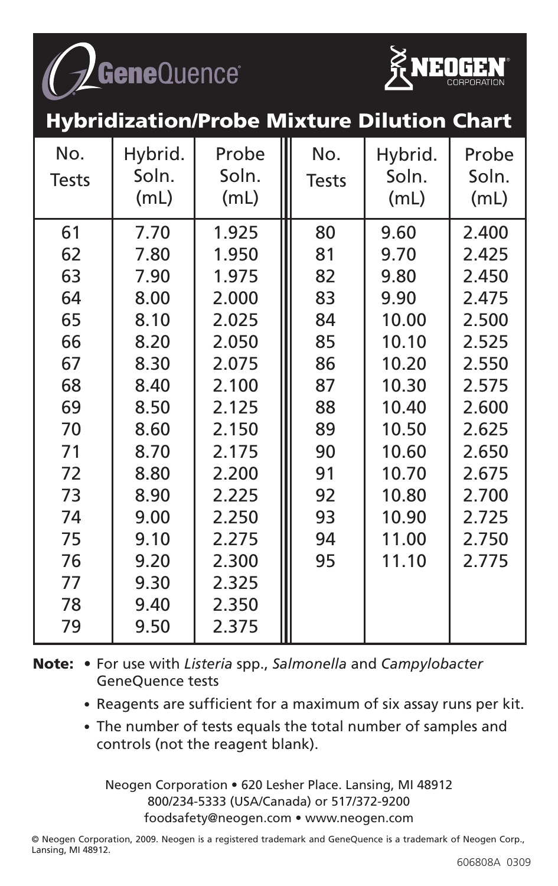GeneQuence® NEOGEN® CORPORATION

## Hybridization/Probe Mixture Dilution Chart

| No. Tests | Hybrid. Soln. (mL) | Probe Soln. (mL) | No. Tests | Hybrid. Soln. (mL) | Probe Soln. (mL) |
|---|---|---|---|---|---|
| 61 | 7.70 | 1.925 | 80 | 9.60 | 2.400 |
| 62 | 7.80 | 1.950 | 81 | 9.70 | 2.425 |
| 63 | 7.90 | 1.975 | 82 | 9.80 | 2.450 |
| 64 | 8.00 | 2.000 | 83 | 9.90 | 2.475 |
| 65 | 8.10 | 2.025 | 84 | 10.00 | 2.500 |
| 66 | 8.20 | 2.050 | 85 | 10.10 | 2.525 |
| 67 | 8.30 | 2.075 | 86 | 10.20 | 2.550 |
| 68 | 8.40 | 2.100 | 87 | 10.30 | 2.575 |
| 69 | 8.50 | 2.125 | 88 | 10.40 | 2.600 |
| 70 | 8.60 | 2.150 | 89 | 10.50 | 2.625 |
| 71 | 8.70 | 2.175 | 90 | 10.60 | 2.650 |
| 72 | 8.80 | 2.200 | 91 | 10.70 | 2.675 |
| 73 | 8.90 | 2.225 | 92 | 10.80 | 2.700 |
| 74 | 9.00 | 2.250 | 93 | 10.90 | 2.725 |
| 75 | 9.10 | 2.275 | 94 | 11.00 | 2.750 |
| 76 | 9.20 | 2.300 | 95 | 11.10 | 2.775 |
| 77 | 9.30 | 2.325 | | | |
| 78 | 9.40 | 2.350 | | | |
| 79 | 9.50 | 2.375 | | | |

**Note:**

- For use with *Listeria* spp., *Salmonella* and *Campylobacter* GeneQuence tests
- Reagents are sufficient for a maximum of six assay runs per kit.
- The number of tests equals the total number of samples and controls (not the reagent blank).

Neogen Corporation • 620 Lesher Place. Lansing, MI 48912
800/234-5333 (USA/Canada) or 517/372-9200
foodsafety@neogen.com • www.neogen.com

© Neogen Corporation, 2009. Neogen is a registered trademark and GeneQuence is a trademark of Neogen Corp., Lansing, MI 48912.

606808A 0309